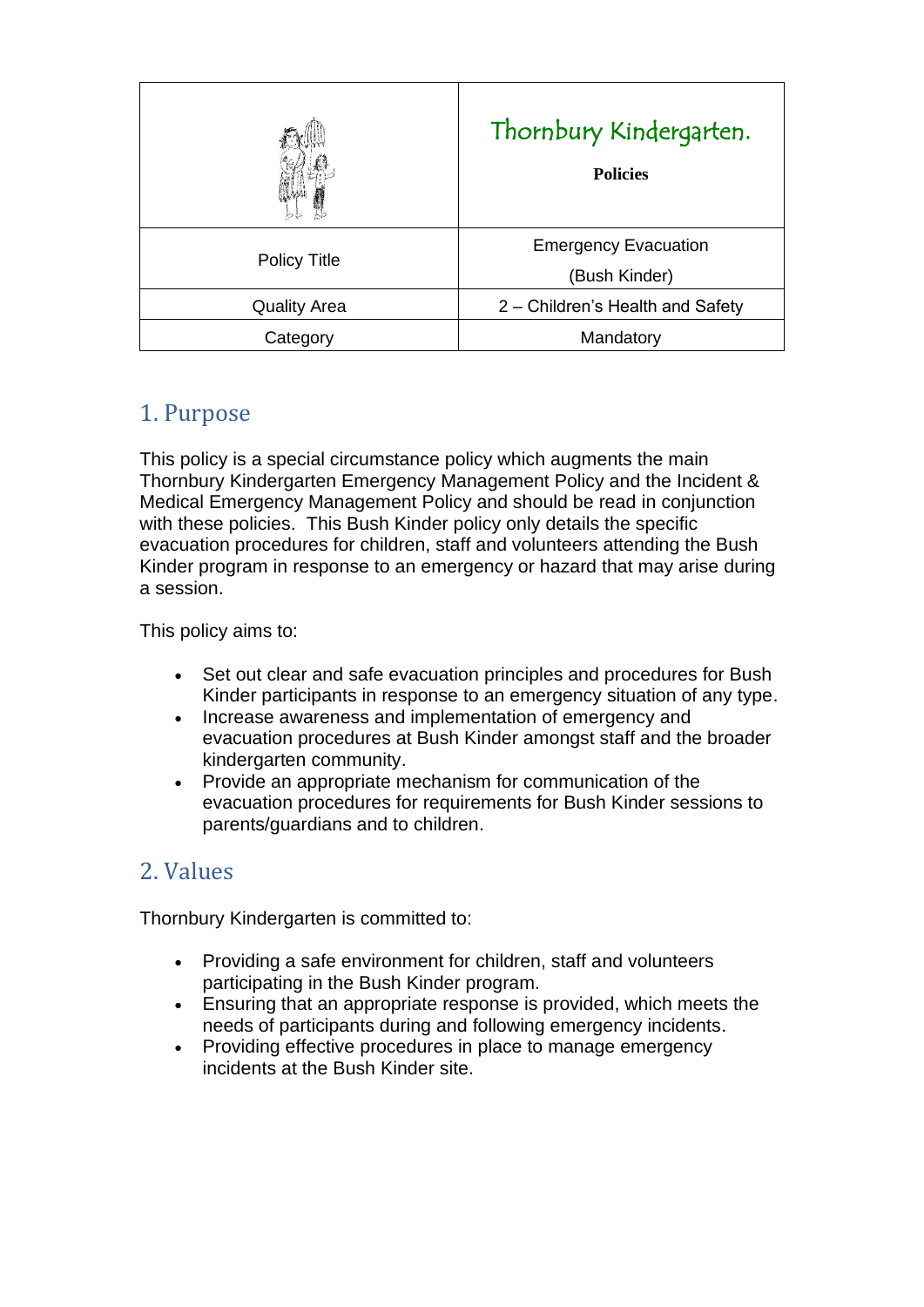| | Thornbury Kindergarten.<br><br>**Policies** |
|---|---|
| Policy Title | Emergency Evacuation<br>(Bush Kinder) |
| Quality Area | 2 – Children's Health and Safety |
| Category | Mandatory |

## 1. Purpose

This policy is a special circumstance policy which augments the main Thornbury Kindergarten Emergency Management Policy and the Incident & Medical Emergency Management Policy and should be read in conjunction with these policies. This Bush Kinder policy only details the specific evacuation procedures for children, staff and volunteers attending the Bush Kinder program in response to an emergency or hazard that may arise during a session.

This policy aims to:

- Set out clear and safe evacuation principles and procedures for Bush Kinder participants in response to an emergency situation of any type.
- Increase awareness and implementation of emergency and evacuation procedures at Bush Kinder amongst staff and the broader kindergarten community.
- Provide an appropriate mechanism for communication of the evacuation procedures for requirements for Bush Kinder sessions to parents/guardians and to children.

## 2. Values

Thornbury Kindergarten is committed to:

- Providing a safe environment for children, staff and volunteers participating in the Bush Kinder program.
- Ensuring that an appropriate response is provided, which meets the needs of participants during and following emergency incidents.
- Providing effective procedures in place to manage emergency incidents at the Bush Kinder site.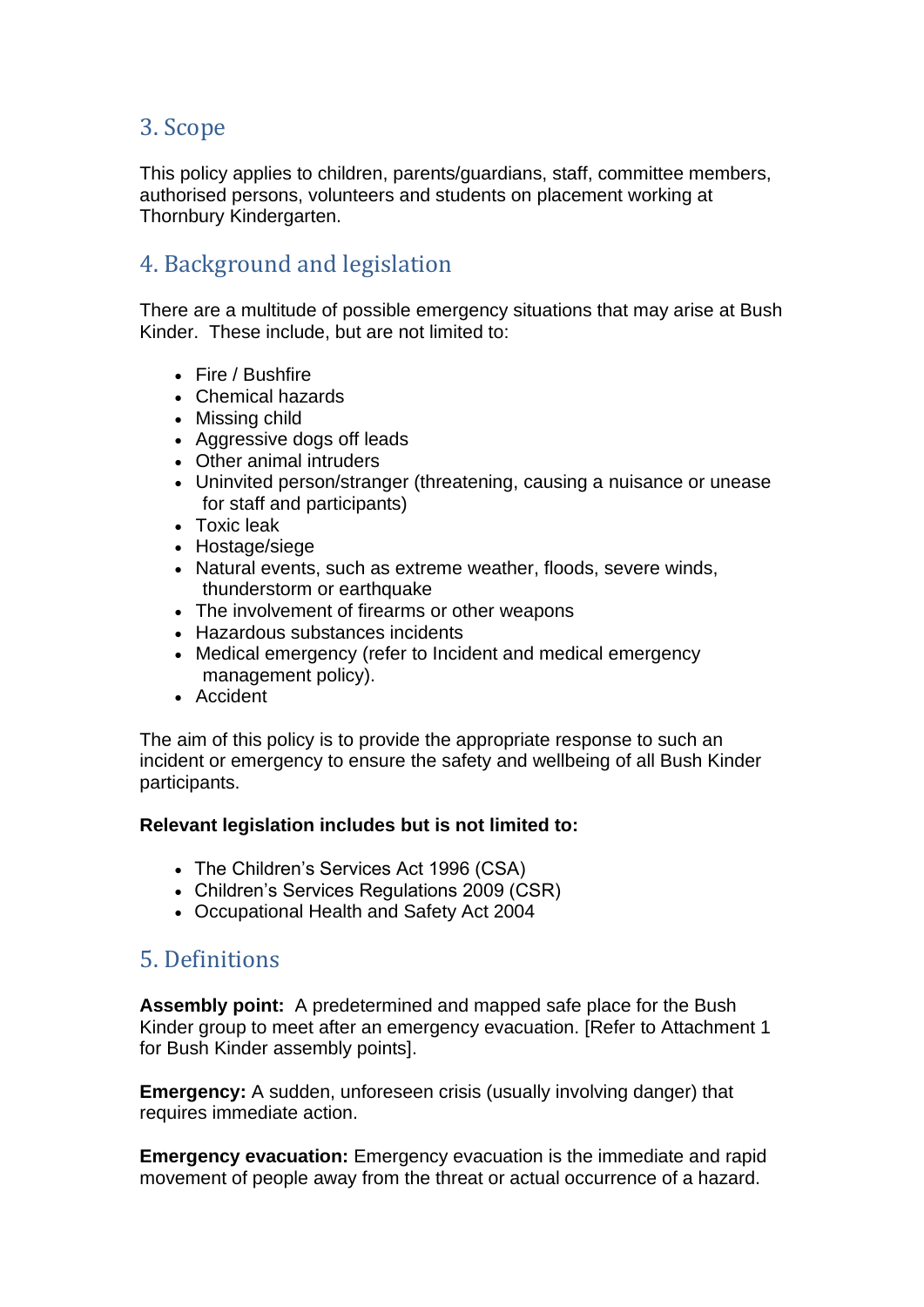## 3. Scope

This policy applies to children, parents/guardians, staff, committee members, authorised persons, volunteers and students on placement working at Thornbury Kindergarten.

## 4. Background and legislation

There are a multitude of possible emergency situations that may arise at Bush Kinder. These include, but are not limited to:

- Fire / Bushfire
- Chemical hazards
- Missing child
- Aggressive dogs off leads
- Other animal intruders
- Uninvited person/stranger (threatening, causing a nuisance or unease for staff and participants)
- Toxic leak
- Hostage/siege
- Natural events, such as extreme weather, floods, severe winds, thunderstorm or earthquake
- The involvement of firearms or other weapons
- Hazardous substances incidents
- Medical emergency (refer to Incident and medical emergency management policy).
- Accident

The aim of this policy is to provide the appropriate response to such an incident or emergency to ensure the safety and wellbeing of all Bush Kinder participants.

**Relevant legislation includes but is not limited to:**

- The Children's Services Act 1996 (CSA)
- Children's Services Regulations 2009 (CSR)
- Occupational Health and Safety Act 2004

## 5. Definitions

**Assembly point:** A predetermined and mapped safe place for the Bush Kinder group to meet after an emergency evacuation. [Refer to Attachment 1 for Bush Kinder assembly points].

**Emergency:** A sudden, unforeseen crisis (usually involving danger) that requires immediate action.

**Emergency evacuation:** Emergency evacuation is the immediate and rapid movement of people away from the threat or actual occurrence of a hazard.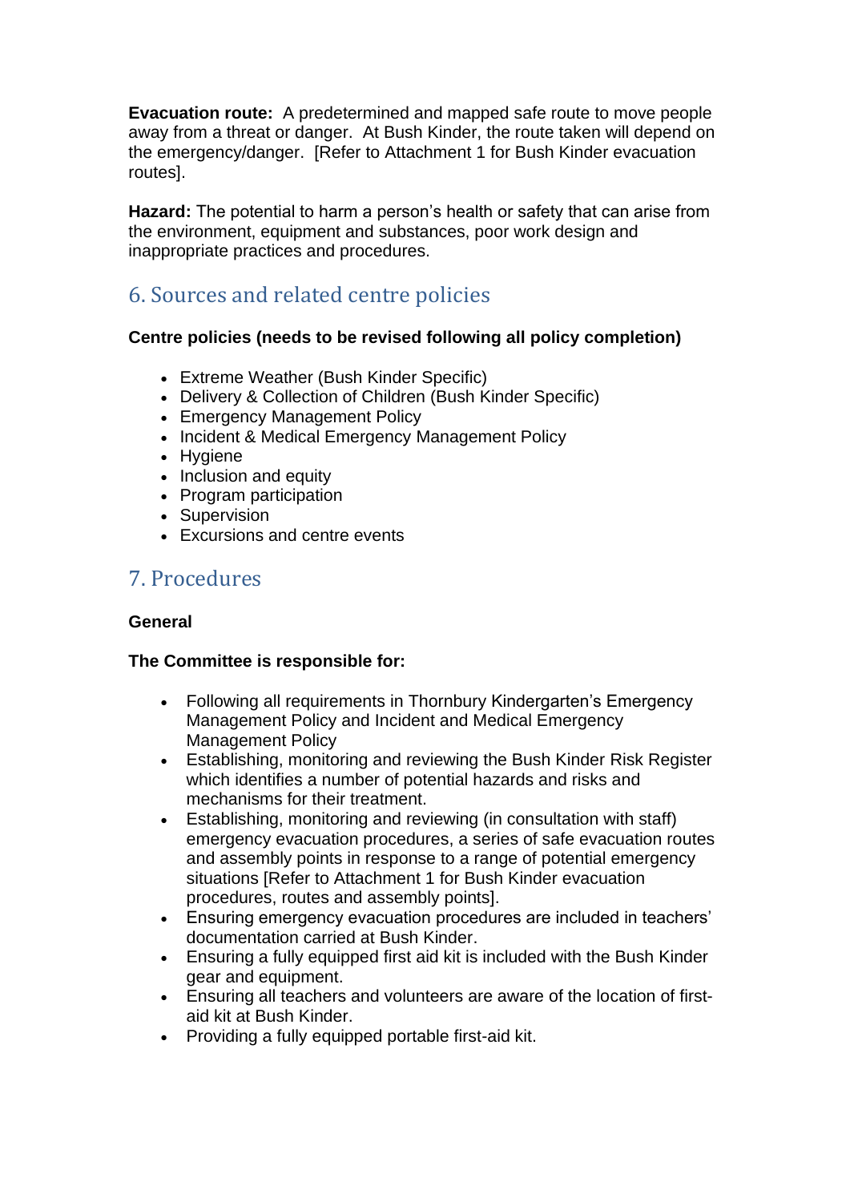**Evacuation route:** A predetermined and mapped safe route to move people away from a threat or danger. At Bush Kinder, the route taken will depend on the emergency/danger. [Refer to Attachment 1 for Bush Kinder evacuation routes].

**Hazard:** The potential to harm a person's health or safety that can arise from the environment, equipment and substances, poor work design and inappropriate practices and procedures.

## 6. Sources and related centre policies

**Centre policies (needs to be revised following all policy completion)**

- Extreme Weather (Bush Kinder Specific)
- Delivery & Collection of Children (Bush Kinder Specific)
- Emergency Management Policy
- Incident & Medical Emergency Management Policy
- Hygiene
- Inclusion and equity
- Program participation
- Supervision
- Excursions and centre events

## 7. Procedures

**General**

**The Committee is responsible for:**

- Following all requirements in Thornbury Kindergarten's Emergency Management Policy and Incident and Medical Emergency Management Policy
- Establishing, monitoring and reviewing the Bush Kinder Risk Register which identifies a number of potential hazards and risks and mechanisms for their treatment.
- Establishing, monitoring and reviewing (in consultation with staff) emergency evacuation procedures, a series of safe evacuation routes and assembly points in response to a range of potential emergency situations [Refer to Attachment 1 for Bush Kinder evacuation procedures, routes and assembly points].
- Ensuring emergency evacuation procedures are included in teachers' documentation carried at Bush Kinder.
- Ensuring a fully equipped first aid kit is included with the Bush Kinder gear and equipment.
- Ensuring all teachers and volunteers are aware of the location of first-aid kit at Bush Kinder.
- Providing a fully equipped portable first-aid kit.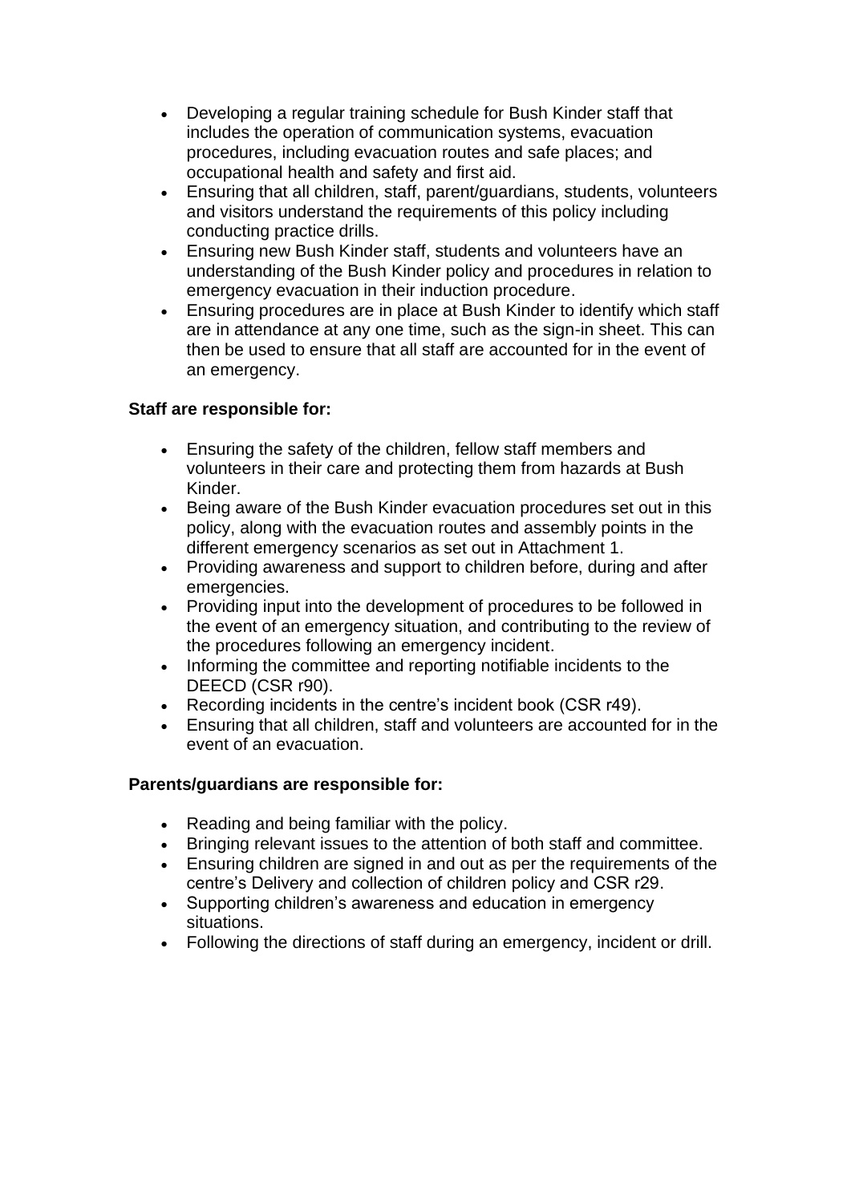- Developing a regular training schedule for Bush Kinder staff that includes the operation of communication systems, evacuation procedures, including evacuation routes and safe places; and occupational health and safety and first aid.
- Ensuring that all children, staff, parent/guardians, students, volunteers and visitors understand the requirements of this policy including conducting practice drills.
- Ensuring new Bush Kinder staff, students and volunteers have an understanding of the Bush Kinder policy and procedures in relation to emergency evacuation in their induction procedure.
- Ensuring procedures are in place at Bush Kinder to identify which staff are in attendance at any one time, such as the sign-in sheet. This can then be used to ensure that all staff are accounted for in the event of an emergency.

**Staff are responsible for:**

- Ensuring the safety of the children, fellow staff members and volunteers in their care and protecting them from hazards at Bush Kinder.
- Being aware of the Bush Kinder evacuation procedures set out in this policy, along with the evacuation routes and assembly points in the different emergency scenarios as set out in Attachment 1.
- Providing awareness and support to children before, during and after emergencies.
- Providing input into the development of procedures to be followed in the event of an emergency situation, and contributing to the review of the procedures following an emergency incident.
- Informing the committee and reporting notifiable incidents to the DEECD (CSR r90).
- Recording incidents in the centre's incident book (CSR r49).
- Ensuring that all children, staff and volunteers are accounted for in the event of an evacuation.

**Parents/guardians are responsible for:**

- Reading and being familiar with the policy.
- Bringing relevant issues to the attention of both staff and committee.
- Ensuring children are signed in and out as per the requirements of the centre's Delivery and collection of children policy and CSR r29.
- Supporting children's awareness and education in emergency situations.
- Following the directions of staff during an emergency, incident or drill.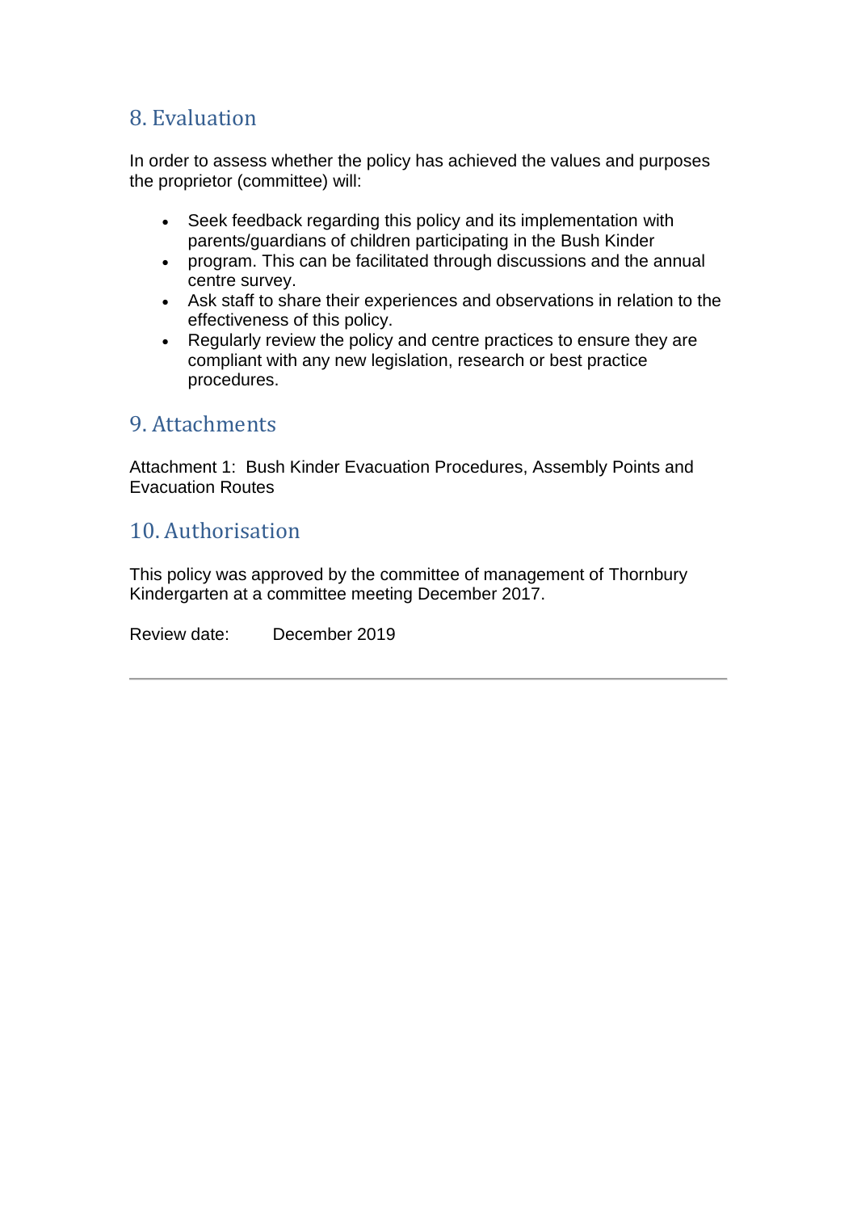## 8. Evaluation

In order to assess whether the policy has achieved the values and purposes the proprietor (committee) will:

- Seek feedback regarding this policy and its implementation with parents/guardians of children participating in the Bush Kinder
- program. This can be facilitated through discussions and the annual centre survey.
- Ask staff to share their experiences and observations in relation to the effectiveness of this policy.
- Regularly review the policy and centre practices to ensure they are compliant with any new legislation, research or best practice procedures.

## 9. Attachments

Attachment 1: Bush Kinder Evacuation Procedures, Assembly Points and Evacuation Routes

## 10. Authorisation

This policy was approved by the committee of management of Thornbury Kindergarten at a committee meeting December 2017.

Review date: December 2019

---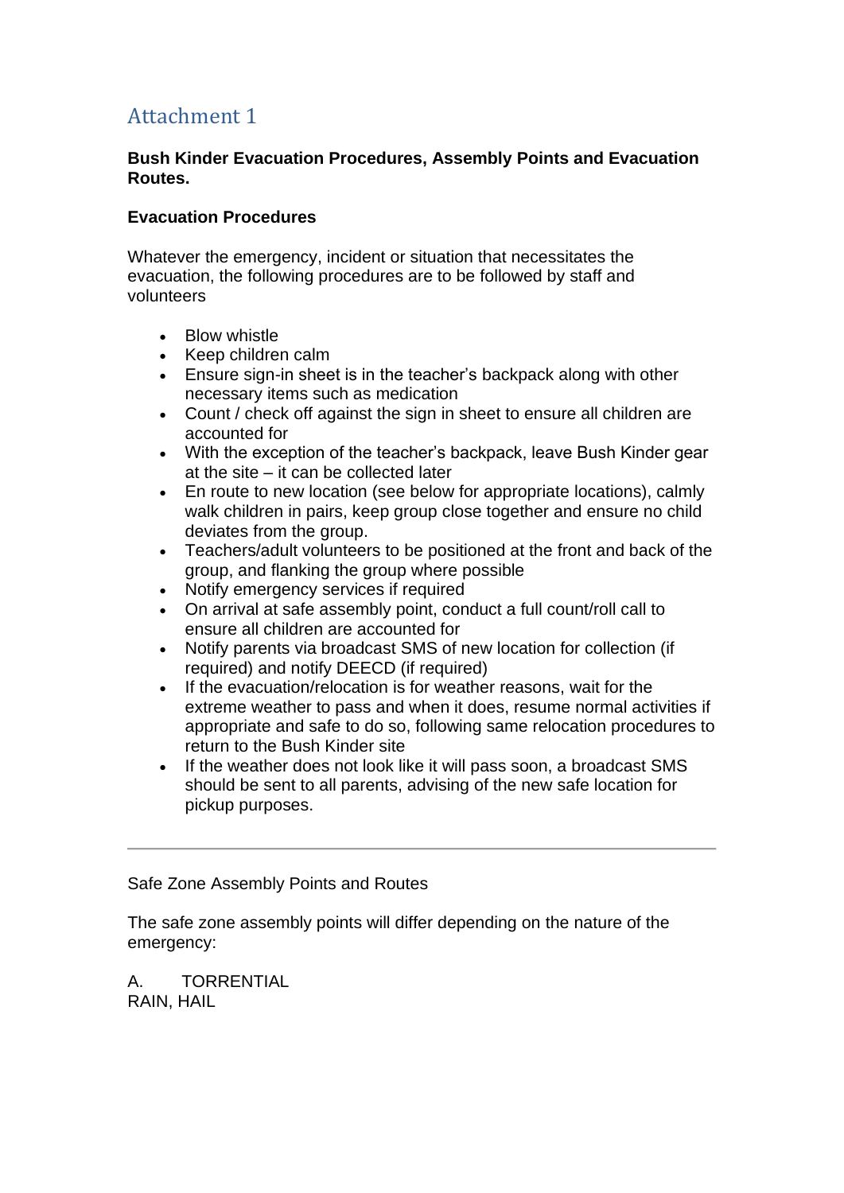## Attachment 1

**Bush Kinder Evacuation Procedures, Assembly Points and Evacuation Routes.**

**Evacuation Procedures**

Whatever the emergency, incident or situation that necessitates the evacuation, the following procedures are to be followed by staff and volunteers

- Blow whistle
- Keep children calm
- Ensure sign-in sheet is in the teacher's backpack along with other necessary items such as medication
- Count / check off against the sign in sheet to ensure all children are accounted for
- With the exception of the teacher's backpack, leave Bush Kinder gear at the site – it can be collected later
- En route to new location (see below for appropriate locations), calmly walk children in pairs, keep group close together and ensure no child deviates from the group.
- Teachers/adult volunteers to be positioned at the front and back of the group, and flanking the group where possible
- Notify emergency services if required
- On arrival at safe assembly point, conduct a full count/roll call to ensure all children are accounted for
- Notify parents via broadcast SMS of new location for collection (if required) and notify DEECD (if required)
- If the evacuation/relocation is for weather reasons, wait for the extreme weather to pass and when it does, resume normal activities if appropriate and safe to do so, following same relocation procedures to return to the Bush Kinder site
- If the weather does not look like it will pass soon, a broadcast SMS should be sent to all parents, advising of the new safe location for pickup purposes.

---

Safe Zone Assembly Points and Routes

The safe zone assembly points will differ depending on the nature of the emergency:

A. TORRENTIAL RAIN, HAIL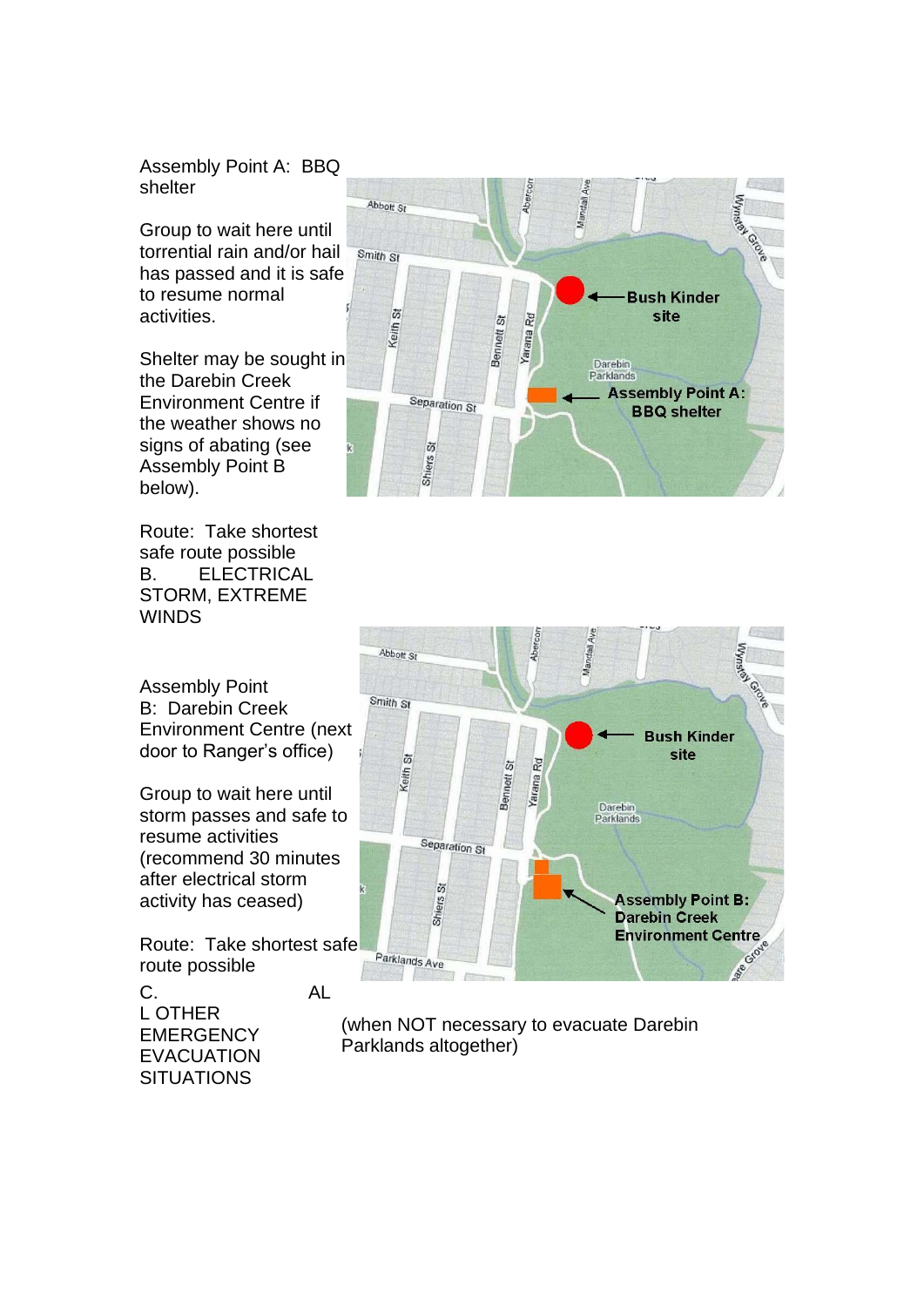Assembly Point A: BBQ shelter

Group to wait here until torrential rain and/or hail has passed and it is safe to resume normal activities.

Shelter may be sought in the Darebin Creek Environment Centre if the weather shows no signs of abating (see Assembly Point B below).

Route: Take shortest safe route possible

B. ELECTRICAL STORM, EXTREME WINDS

Assembly Point B: Darebin Creek Environment Centre (next door to Ranger's office)

Group to wait here until storm passes and safe to resume activities (recommend 30 minutes after electrical storm activity has ceased)

Route: Take shortest safe route possible

C. ALL OTHER EMERGENCY EVACUATION SITUATIONS (when NOT necessary to evacuate Darebin Parklands altogether)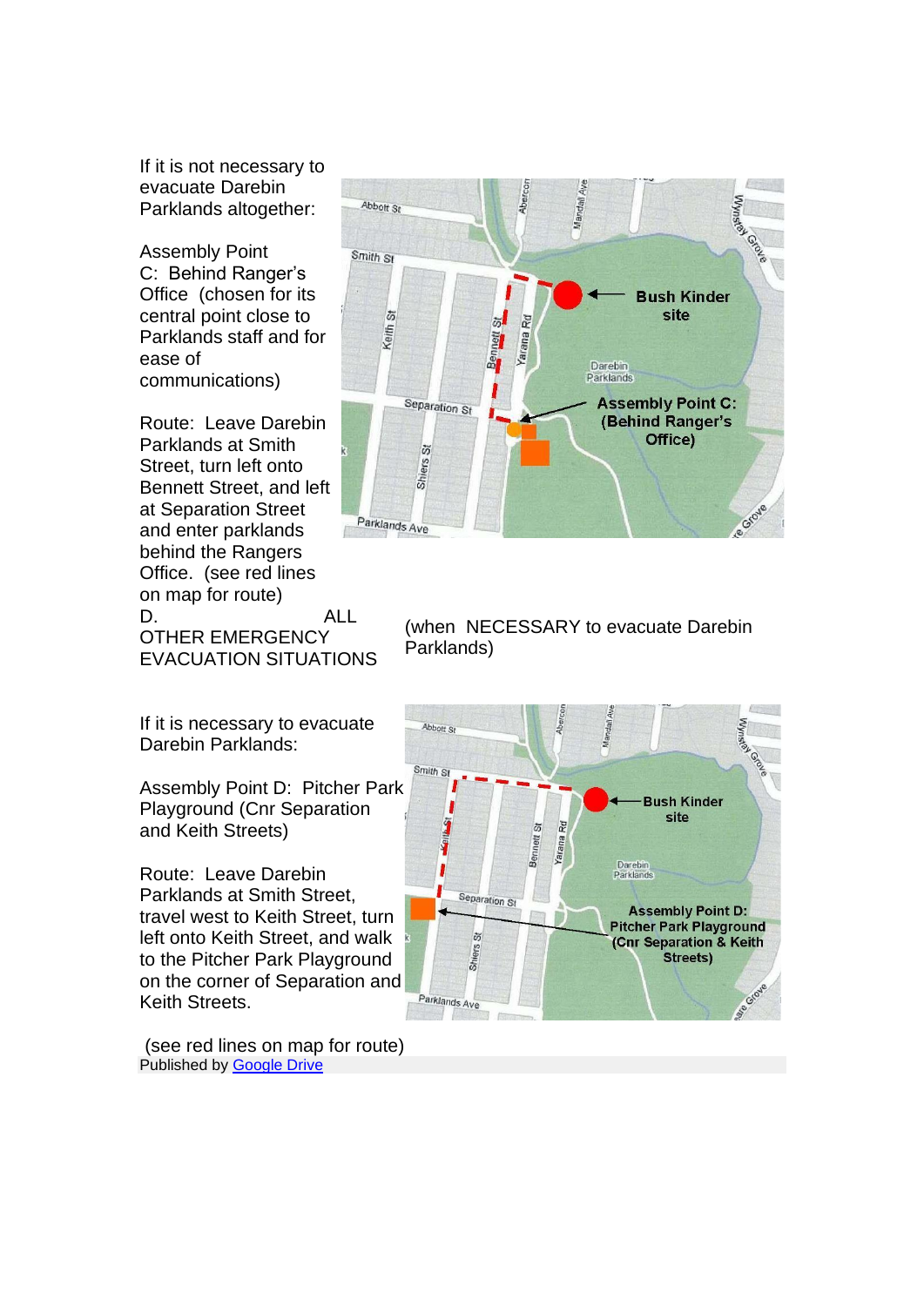If it is not necessary to evacuate Darebin Parklands altogether:

Assembly Point C: Behind Ranger's Office (chosen for its central point close to Parklands staff and for ease of communications)

Route: Leave Darebin Parklands at Smith Street, turn left onto Bennett Street, and left at Separation Street and enter parklands behind the Rangers Office. (see red lines on map for route)

Abbott St
Smith St
Keith St
Bennett St
Yarana Rd
Separation St
Shiers St
Parklands Ave
Mandall Ave
Wynstay Grove
Darebin Parklands
Bush Kinder site
Assembly Point C: (Behind Ranger's Office)

D. ALL OTHER EMERGENCY EVACUATION SITUATIONS (when NECESSARY to evacuate Darebin Parklands)

If it is necessary to evacuate Darebin Parklands:

Assembly Point D: Pitcher Park Playground (Cnr Separation and Keith Streets)

Route: Leave Darebin Parklands at Smith Street, travel west to Keith Street, turn left onto Keith Street, and walk to the Pitcher Park Playground on the corner of Separation and Keith Streets.

Abbott St
Smith St
Keith St
Bennett St
Yarana Rd
Separation St
Shiers St
Parklands Ave
Mandall Ave
Wynstay Grove
Darebin Parklands
Bush Kinder site
Assembly Point D: Pitcher Park Playground (Cnr Separation & Keith Streets)

(see red lines on map for route)

Published by Google Drive